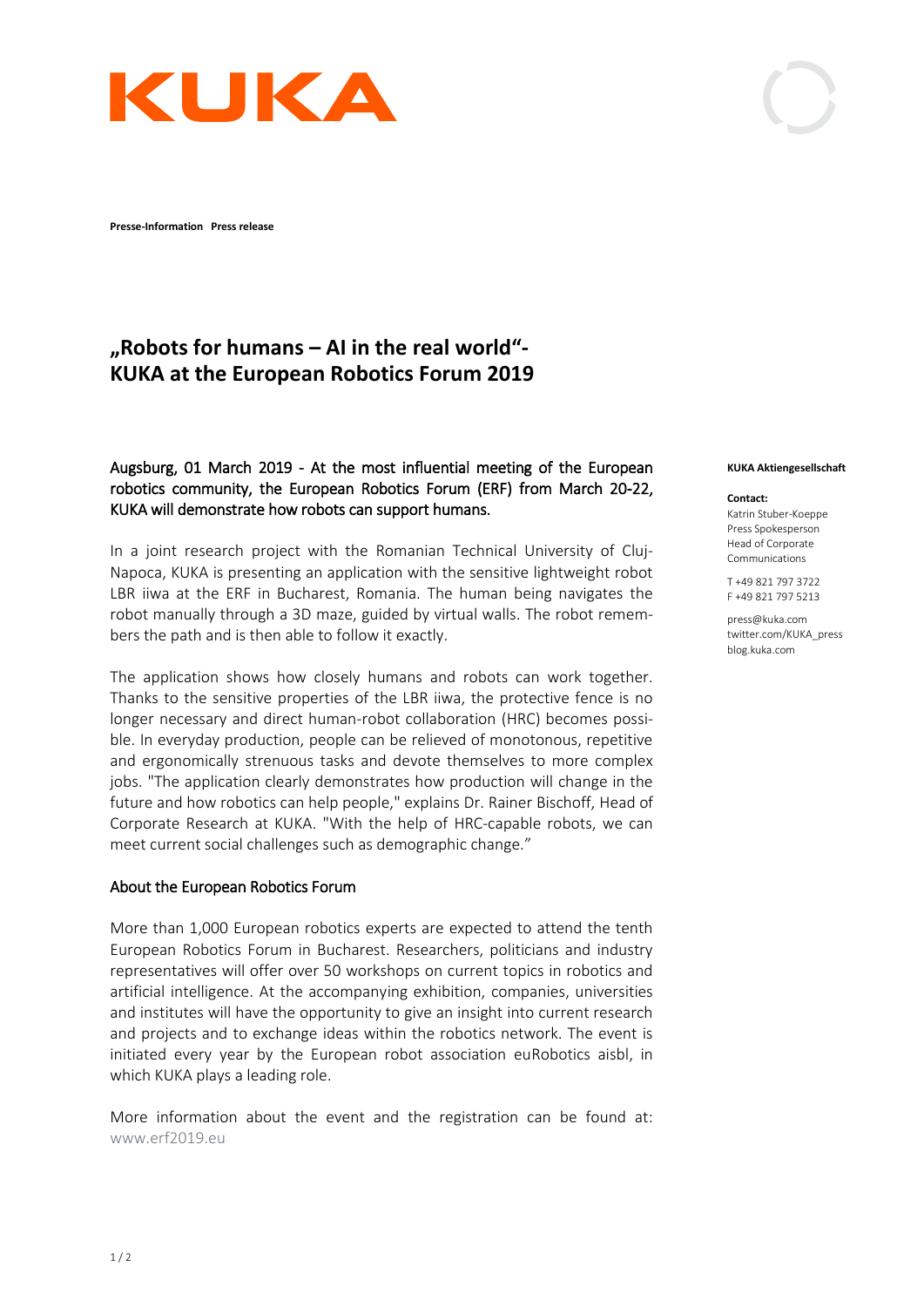**Presse-Information Press release**

# „Robots for humans – AI in the real world“- KUKA at the European Robotics Forum 2019

Augsburg, 01 March 2019 - At the most influential meeting of the European robotics community, the European Robotics Forum (ERF) from March 20-22, KUKA will demonstrate how robots can support humans.

In a joint research project with the Romanian Technical University of Cluj-Napoca, KUKA is presenting an application with the sensitive lightweight robot LBR iiwa at the ERF in Bucharest, Romania. The human being navigates the robot manually through a 3D maze, guided by virtual walls. The robot remembers the path and is then able to follow it exactly.

The application shows how closely humans and robots can work together. Thanks to the sensitive properties of the LBR iiwa, the protective fence is no longer necessary and direct human-robot collaboration (HRC) becomes possible. In everyday production, people can be relieved of monotonous, repetitive and ergonomically strenuous tasks and devote themselves to more complex jobs. "The application clearly demonstrates how production will change in the future and how robotics can help people," explains Dr. Rainer Bischoff, Head of Corporate Research at KUKA. "With the help of HRC-capable robots, we can meet current social challenges such as demographic change."

## About the European Robotics Forum

More than 1,000 European robotics experts are expected to attend the tenth European Robotics Forum in Bucharest. Researchers, politicians and industry representatives will offer over 50 workshops on current topics in robotics and artificial intelligence. At the accompanying exhibition, companies, universities and institutes will have the opportunity to give an insight into current research and projects and to exchange ideas within the robotics network. The event is initiated every year by the European robot association euRobotics aisbl, in which KUKA plays a leading role.

More information about the event and the registration can be found at: www.erf2019.eu

**KUKA Aktiengesellschaft**

**Contact:**
Katrin Stuber-Koeppe
Press Spokesperson
Head of Corporate Communications

T +49 821 797 3722
F +49 821 797 5213

press@kuka.com
twitter.com/KUKA_press
blog.kuka.com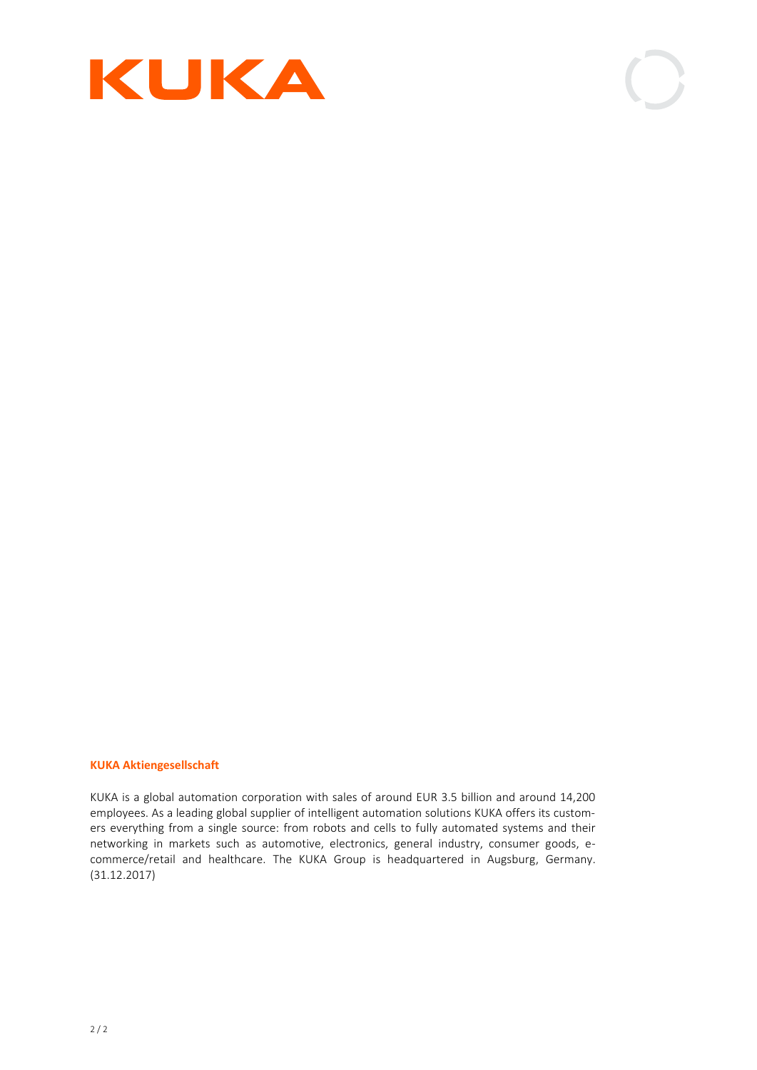**KUKA Aktiengesellschaft**

KUKA is a global automation corporation with sales of around EUR 3.5 billion and around 14,200 employees. As a leading global supplier of intelligent automation solutions KUKA offers its customers everything from a single source: from robots and cells to fully automated systems and their networking in markets such as automotive, electronics, general industry, consumer goods, e-commerce/retail and healthcare. The KUKA Group is headquartered in Augsburg, Germany. (31.12.2017)